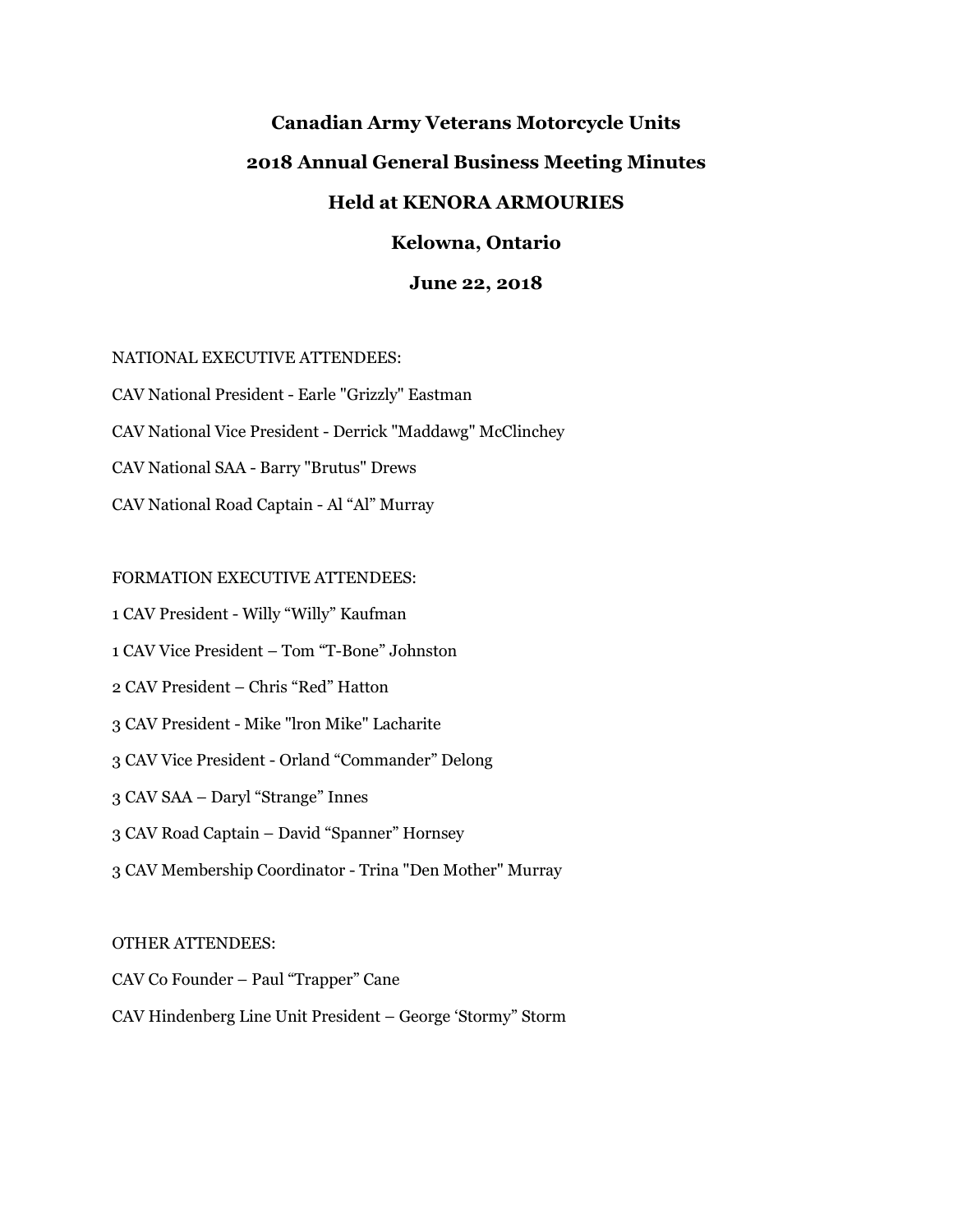# Canadian Army Veterans Motorcycle Units

## 2018 Annual General Business Meeting Minutes

## Held at KENORA ARMOURIES

## Kelowna, Ontario

## June 22, 2018

NATIONAL EXECUTIVE ATTENDEES:

CAV National President - Earle "Grizzly" Eastman

CAV National Vice President - Derrick "Maddawg" McClinchey

CAV National SAA - Barry "Brutus" Drews

CAV National Road Captain - Al “Al” Murray

FORMATION EXECUTIVE ATTENDEES:

1 CAV President - Willy “Willy” Kaufman

1 CAV Vice President – Tom “T-Bone” Johnston

2 CAV President – Chris “Red” Hatton

3 CAV President - Mike "lron Mike" Lacharite

3 CAV Vice President - Orland “Commander” Delong

3 CAV SAA – Daryl “Strange” Innes

3 CAV Road Captain – David “Spanner” Hornsey

3 CAV Membership Coordinator - Trina "Den Mother" Murray

OTHER ATTENDEES:

CAV Co Founder – Paul “Trapper” Cane

CAV Hindenberg Line Unit President – George ‘Stormy” Storm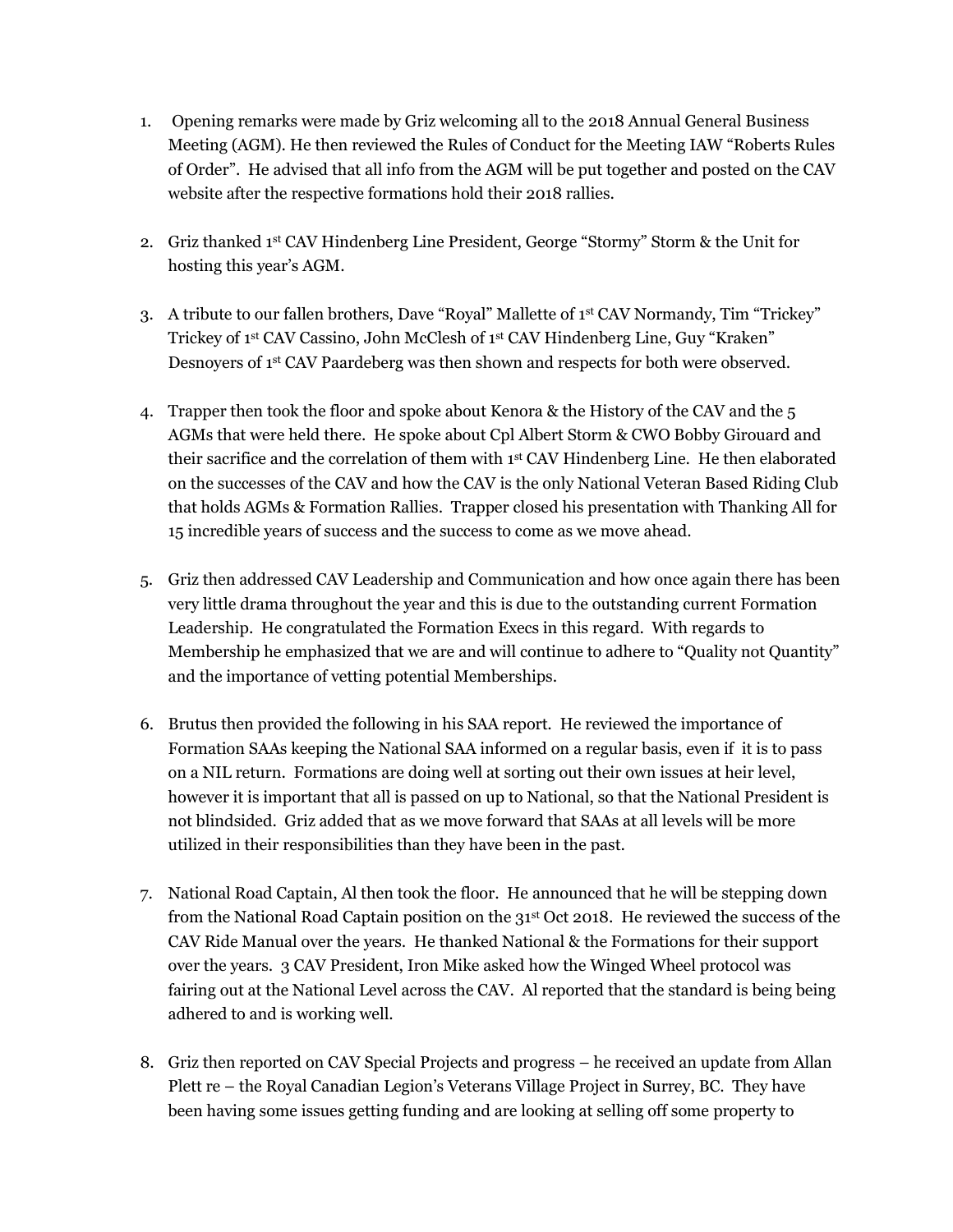1. Opening remarks were made by Griz welcoming all to the 2018 Annual General Business Meeting (AGM). He then reviewed the Rules of Conduct for the Meeting IAW "Roberts Rules of Order". He advised that all info from the AGM will be put together and posted on the CAV website after the respective formations hold their 2018 rallies.

2. Griz thanked 1st CAV Hindenberg Line President, George "Stormy" Storm & the Unit for hosting this year's AGM.

3. A tribute to our fallen brothers, Dave "Royal" Mallette of 1st CAV Normandy, Tim "Trickey" Trickey of 1st CAV Cassino, John McClesh of 1st CAV Hindenberg Line, Guy "Kraken" Desnoyers of 1st CAV Paardeberg was then shown and respects for both were observed.

4. Trapper then took the floor and spoke about Kenora & the History of the CAV and the 5 AGMs that were held there. He spoke about Cpl Albert Storm & CWO Bobby Girouard and their sacrifice and the correlation of them with 1st CAV Hindenberg Line. He then elaborated on the successes of the CAV and how the CAV is the only National Veteran Based Riding Club that holds AGMs & Formation Rallies. Trapper closed his presentation with Thanking All for 15 incredible years of success and the success to come as we move ahead.

5. Griz then addressed CAV Leadership and Communication and how once again there has been very little drama throughout the year and this is due to the outstanding current Formation Leadership. He congratulated the Formation Execs in this regard. With regards to Membership he emphasized that we are and will continue to adhere to "Quality not Quantity" and the importance of vetting potential Memberships.

6. Brutus then provided the following in his SAA report. He reviewed the importance of Formation SAAs keeping the National SAA informed on a regular basis, even if it is to pass on a NIL return. Formations are doing well at sorting out their own issues at heir level, however it is important that all is passed on up to National, so that the National President is not blindsided. Griz added that as we move forward that SAAs at all levels will be more utilized in their responsibilities than they have been in the past.

7. National Road Captain, Al then took the floor. He announced that he will be stepping down from the National Road Captain position on the 31st Oct 2018. He reviewed the success of the CAV Ride Manual over the years. He thanked National & the Formations for their support over the years. 3 CAV President, Iron Mike asked how the Winged Wheel protocol was fairing out at the National Level across the CAV. Al reported that the standard is being being adhered to and is working well.

8. Griz then reported on CAV Special Projects and progress – he received an update from Allan Plett re – the Royal Canadian Legion's Veterans Village Project in Surrey, BC. They have been having some issues getting funding and are looking at selling off some property to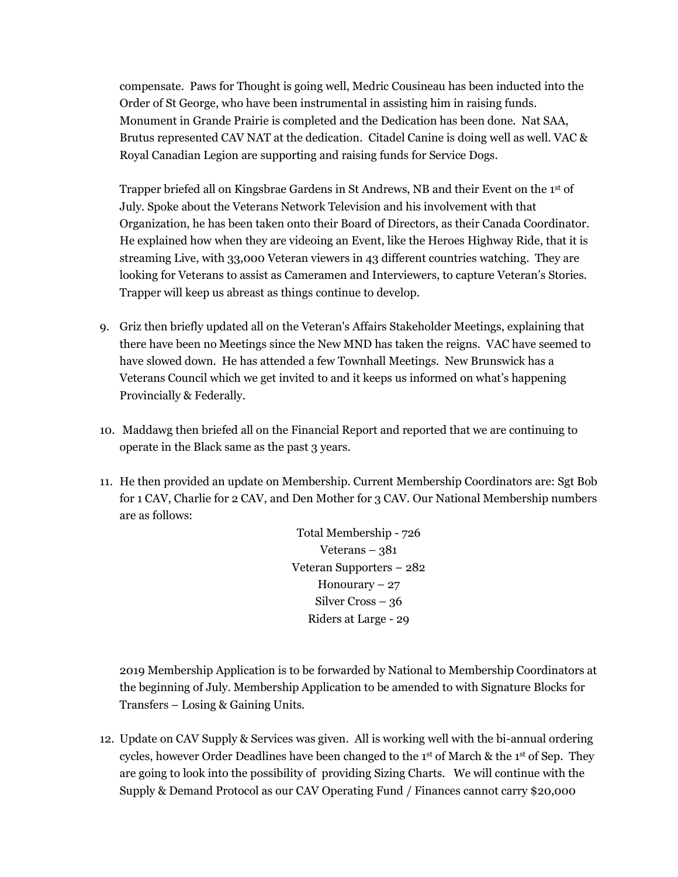compensate. Paws for Thought is going well, Medric Cousineau has been inducted into the Order of St George, who have been instrumental in assisting him in raising funds. Monument in Grande Prairie is completed and the Dedication has been done. Nat SAA, Brutus represented CAV NAT at the dedication. Citadel Canine is doing well as well. VAC & Royal Canadian Legion are supporting and raising funds for Service Dogs.

Trapper briefed all on Kingsbrae Gardens in St Andrews, NB and their Event on the 1st of July. Spoke about the Veterans Network Television and his involvement with that Organization, he has been taken onto their Board of Directors, as their Canada Coordinator. He explained how when they are videoing an Event, like the Heroes Highway Ride, that it is streaming Live, with 33,000 Veteran viewers in 43 different countries watching. They are looking for Veterans to assist as Cameramen and Interviewers, to capture Veteran's Stories. Trapper will keep us abreast as things continue to develop.

9. Griz then briefly updated all on the Veteran's Affairs Stakeholder Meetings, explaining that there have been no Meetings since the New MND has taken the reigns. VAC have seemed to have slowed down. He has attended a few Townhall Meetings. New Brunswick has a Veterans Council which we get invited to and it keeps us informed on what's happening Provincially & Federally.

10. Maddawg then briefed all on the Financial Report and reported that we are continuing to operate in the Black same as the past 3 years.

11. He then provided an update on Membership. Current Membership Coordinators are: Sgt Bob for 1 CAV, Charlie for 2 CAV, and Den Mother for 3 CAV. Our National Membership numbers are as follows:

    Total Membership - 726
    Veterans – 381
    Veteran Supporters – 282
    Honourary – 27
    Silver Cross – 36
    Riders at Large - 29

    2019 Membership Application is to be forwarded by National to Membership Coordinators at the beginning of July. Membership Application to be amended to with Signature Blocks for Transfers – Losing & Gaining Units.

12. Update on CAV Supply & Services was given. All is working well with the bi-annual ordering cycles, however Order Deadlines have been changed to the 1st of March & the 1st of Sep. They are going to look into the possibility of providing Sizing Charts. We will continue with the Supply & Demand Protocol as our CAV Operating Fund / Finances cannot carry $20,000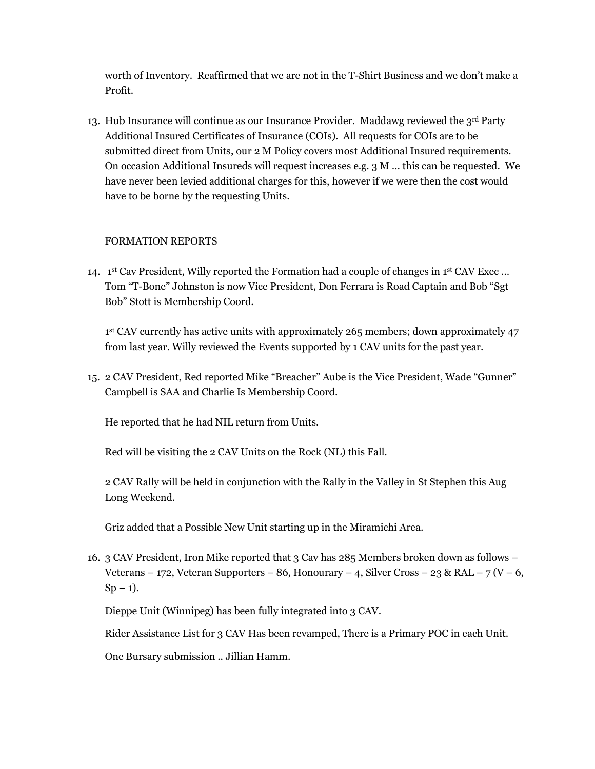worth of Inventory. Reaffirmed that we are not in the T-Shirt Business and we don't make a Profit.

13. Hub Insurance will continue as our Insurance Provider. Maddawg reviewed the 3rd Party Additional Insured Certificates of Insurance (COIs). All requests for COIs are to be submitted direct from Units, our 2 M Policy covers most Additional Insured requirements. On occasion Additional Insureds will request increases e.g. 3 M … this can be requested. We have never been levied additional charges for this, however if we were then the cost would have to be borne by the requesting Units.

FORMATION REPORTS

14. 1st Cav President, Willy reported the Formation had a couple of changes in 1st CAV Exec … Tom "T-Bone" Johnston is now Vice President, Don Ferrara is Road Captain and Bob "Sgt Bob" Stott is Membership Coord.

    1st CAV currently has active units with approximately 265 members; down approximately 47 from last year. Willy reviewed the Events supported by 1 CAV units for the past year.

15. 2 CAV President, Red reported Mike "Breacher" Aube is the Vice President, Wade "Gunner" Campbell is SAA and Charlie Is Membership Coord.

    He reported that he had NIL return from Units.

    Red will be visiting the 2 CAV Units on the Rock (NL) this Fall.

    2 CAV Rally will be held in conjunction with the Rally in the Valley in St Stephen this Aug Long Weekend.

    Griz added that a Possible New Unit starting up in the Miramichi Area.

16. 3 CAV President, Iron Mike reported that 3 Cav has 285 Members broken down as follows – Veterans – 172, Veteran Supporters – 86, Honourary – 4, Silver Cross – 23 & RAL – 7 (V – 6, Sp – 1).

    Dieppe Unit (Winnipeg) has been fully integrated into 3 CAV.

    Rider Assistance List for 3 CAV Has been revamped, There is a Primary POC in each Unit.

    One Bursary submission .. Jillian Hamm.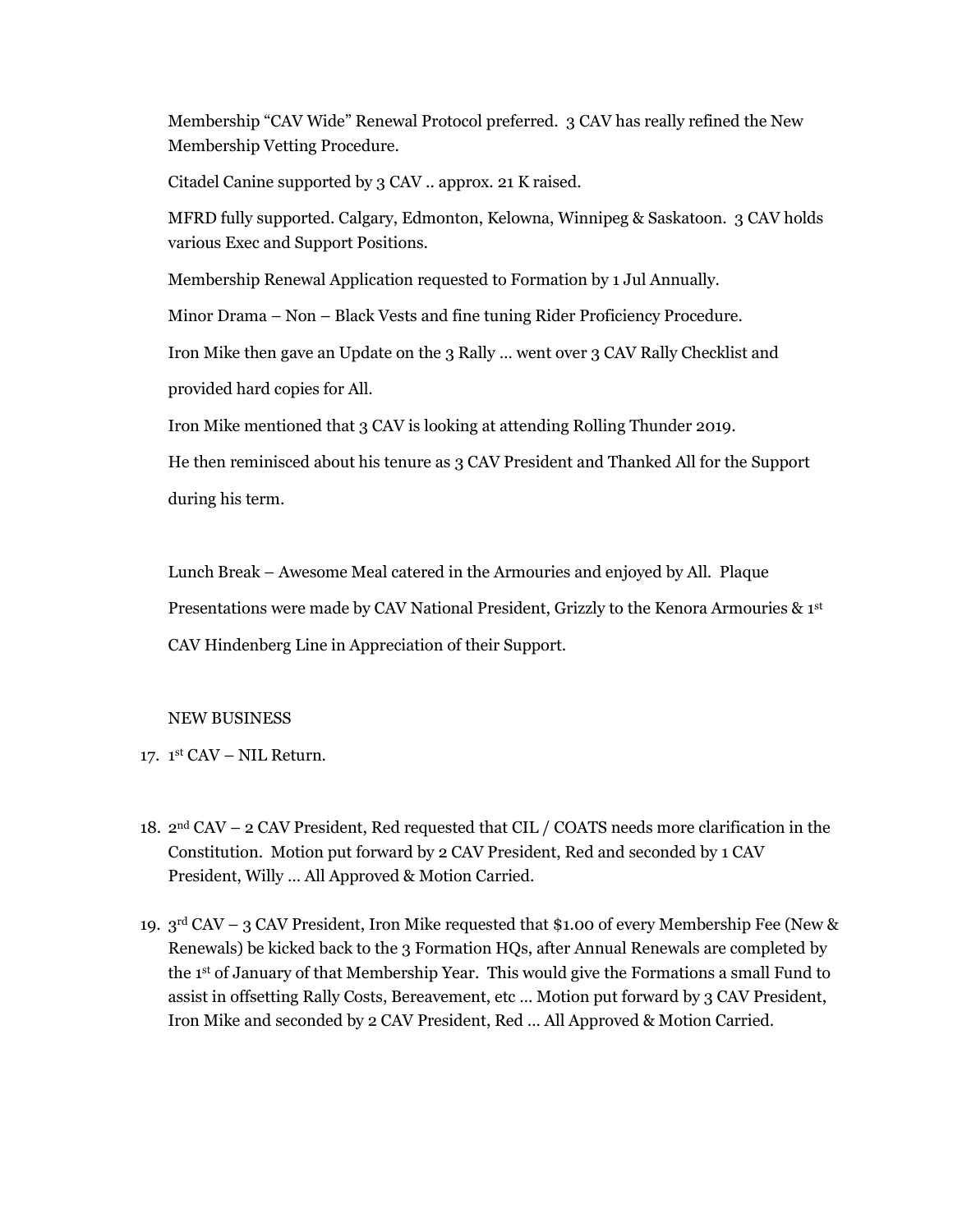Membership "CAV Wide" Renewal Protocol preferred. 3 CAV has really refined the New Membership Vetting Procedure.

Citadel Canine supported by 3 CAV .. approx. 21 K raised.

MFRD fully supported. Calgary, Edmonton, Kelowna, Winnipeg & Saskatoon. 3 CAV holds various Exec and Support Positions.

Membership Renewal Application requested to Formation by 1 Jul Annually.

Minor Drama – Non – Black Vests and fine tuning Rider Proficiency Procedure.

Iron Mike then gave an Update on the 3 Rally … went over 3 CAV Rally Checklist and provided hard copies for All.

Iron Mike mentioned that 3 CAV is looking at attending Rolling Thunder 2019.

He then reminisced about his tenure as 3 CAV President and Thanked All for the Support during his term.

Lunch Break – Awesome Meal catered in the Armouries and enjoyed by All. Plaque Presentations were made by CAV National President, Grizzly to the Kenora Armouries & 1st CAV Hindenberg Line in Appreciation of their Support.

NEW BUSINESS

17. 1st CAV – NIL Return.

18. 2nd CAV – 2 CAV President, Red requested that CIL / COATS needs more clarification in the Constitution. Motion put forward by 2 CAV President, Red and seconded by 1 CAV President, Willy … All Approved & Motion Carried.

19. 3rd CAV – 3 CAV President, Iron Mike requested that $1.00 of every Membership Fee (New & Renewals) be kicked back to the 3 Formation HQs, after Annual Renewals are completed by the 1st of January of that Membership Year. This would give the Formations a small Fund to assist in offsetting Rally Costs, Bereavement, etc … Motion put forward by 3 CAV President, Iron Mike and seconded by 2 CAV President, Red … All Approved & Motion Carried.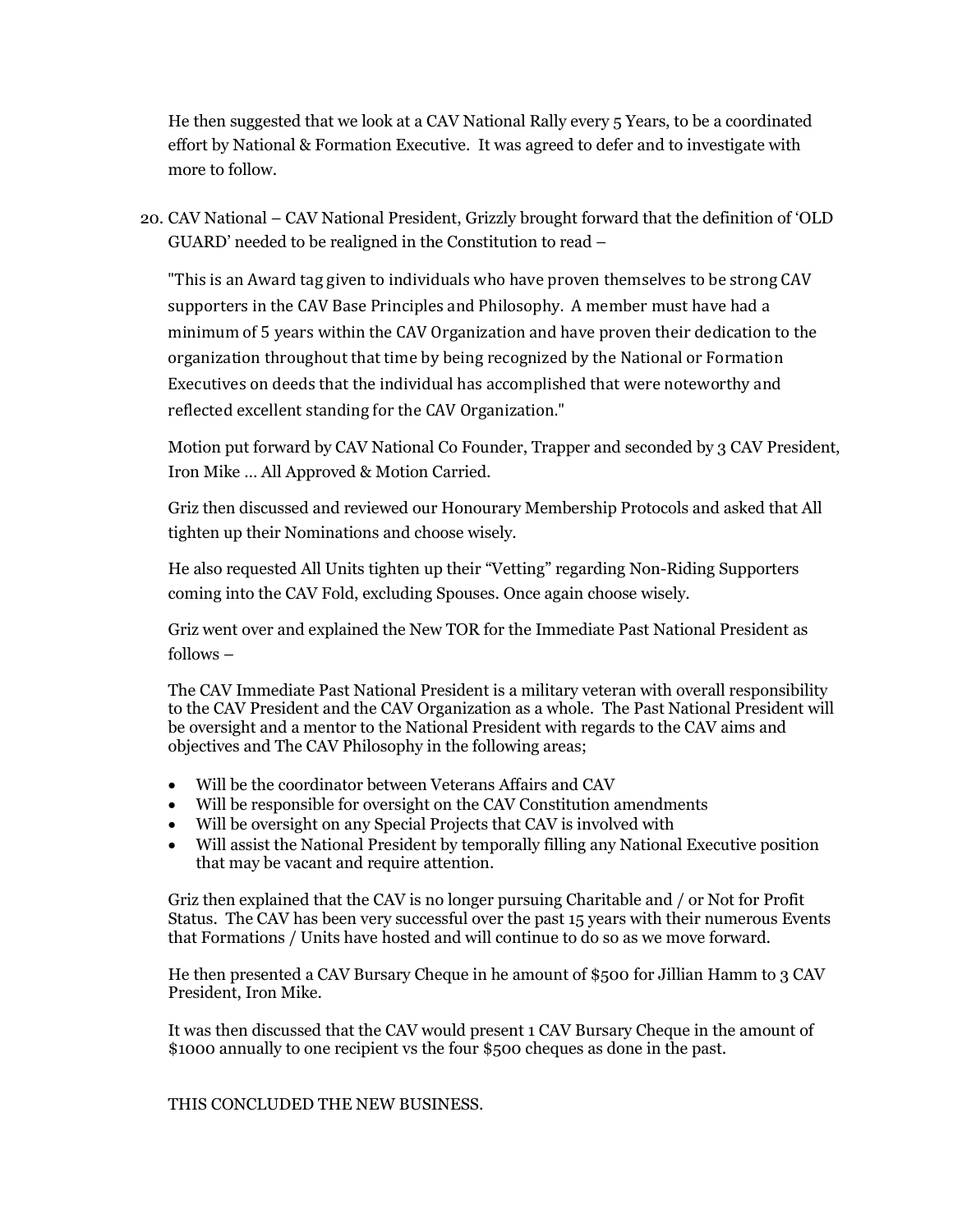He then suggested that we look at a CAV National Rally every 5 Years, to be a coordinated effort by National & Formation Executive. It was agreed to defer and to investigate with more to follow.

20. CAV National – CAV National President, Grizzly brought forward that the definition of 'OLD GUARD' needed to be realigned in the Constitution to read –

    "This is an Award tag given to individuals who have proven themselves to be strong CAV supporters in the CAV Base Principles and Philosophy. A member must have had a minimum of 5 years within the CAV Organization and have proven their dedication to the organization throughout that time by being recognized by the National or Formation Executives on deeds that the individual has accomplished that were noteworthy and reflected excellent standing for the CAV Organization."

    Motion put forward by CAV National Co Founder, Trapper and seconded by 3 CAV President, Iron Mike … All Approved & Motion Carried.

    Griz then discussed and reviewed our Honourary Membership Protocols and asked that All tighten up their Nominations and choose wisely.

    He also requested All Units tighten up their "Vetting" regarding Non-Riding Supporters coming into the CAV Fold, excluding Spouses. Once again choose wisely.

    Griz went over and explained the New TOR for the Immediate Past National President as follows –

    The CAV Immediate Past National President is a military veteran with overall responsibility to the CAV President and the CAV Organization as a whole. The Past National President will be oversight and a mentor to the National President with regards to the CAV aims and objectives and The CAV Philosophy in the following areas;

    - Will be the coordinator between Veterans Affairs and CAV
    - Will be responsible for oversight on the CAV Constitution amendments
    - Will be oversight on any Special Projects that CAV is involved with
    - Will assist the National President by temporally filling any National Executive position that may be vacant and require attention.

    Griz then explained that the CAV is no longer pursuing Charitable and / or Not for Profit Status. The CAV has been very successful over the past 15 years with their numerous Events that Formations / Units have hosted and will continue to do so as we move forward.

    He then presented a CAV Bursary Cheque in he amount of $500 for Jillian Hamm to 3 CAV President, Iron Mike.

    It was then discussed that the CAV would present 1 CAV Bursary Cheque in the amount of $1000 annually to one recipient vs the four $500 cheques as done in the past.

    THIS CONCLUDED THE NEW BUSINESS.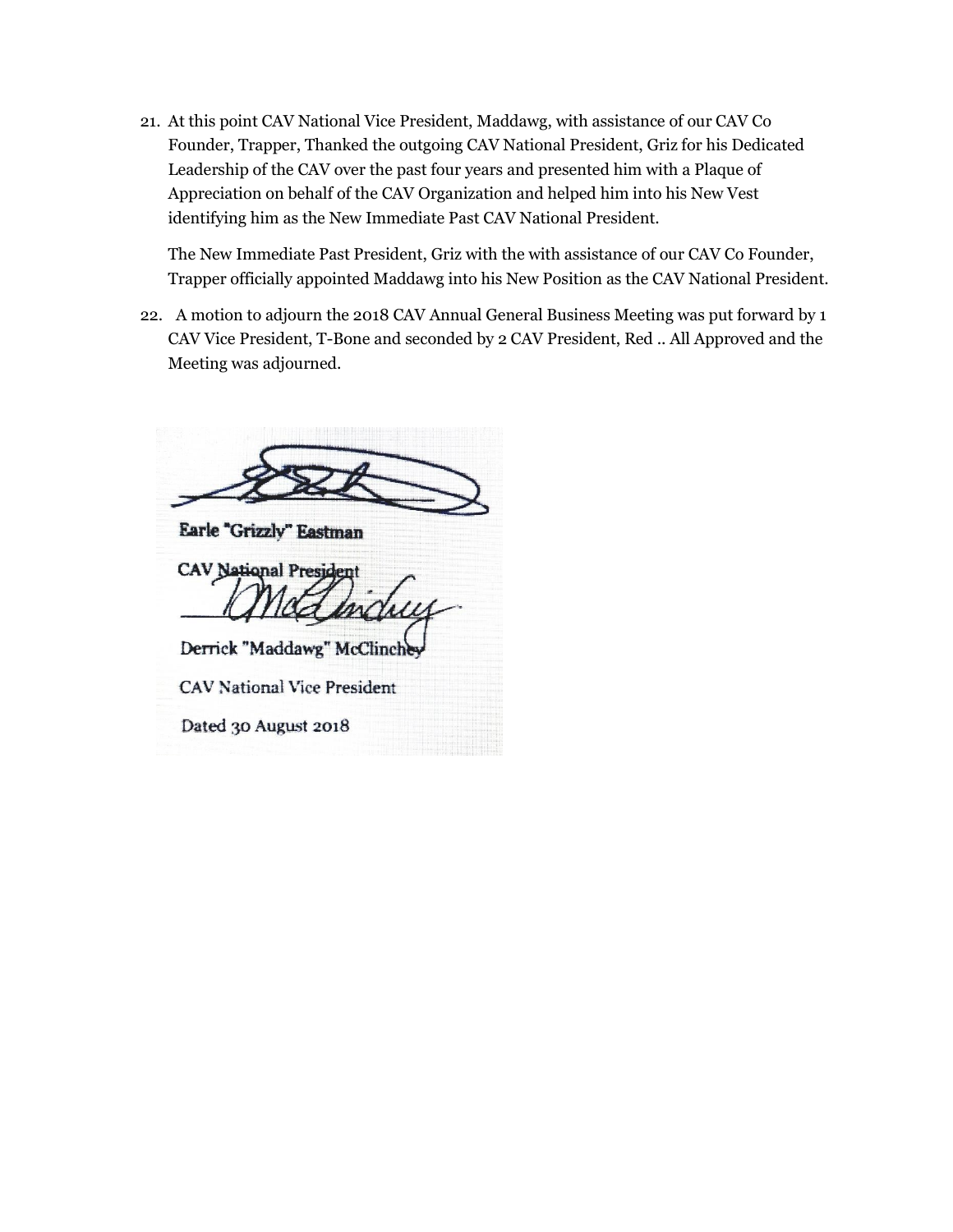21. At this point CAV National Vice President, Maddawg, with assistance of our CAV Co Founder, Trapper, Thanked the outgoing CAV National President, Griz for his Dedicated Leadership of the CAV over the past four years and presented him with a Plaque of Appreciation on behalf of the CAV Organization and helped him into his New Vest identifying him as the New Immediate Past CAV National President.

    The New Immediate Past President, Griz with the with assistance of our CAV Co Founder, Trapper officially appointed Maddawg into his New Position as the CAV National President.

22. A motion to adjourn the 2018 CAV Annual General Business Meeting was put forward by 1 CAV Vice President, T-Bone and seconded by 2 CAV President, Red .. All Approved and the Meeting was adjourned.

Earle "Grizzly" Eastman

CAV National President

Derrick "Maddawg" McClinchey

CAV National Vice President

Dated 30 August 2018